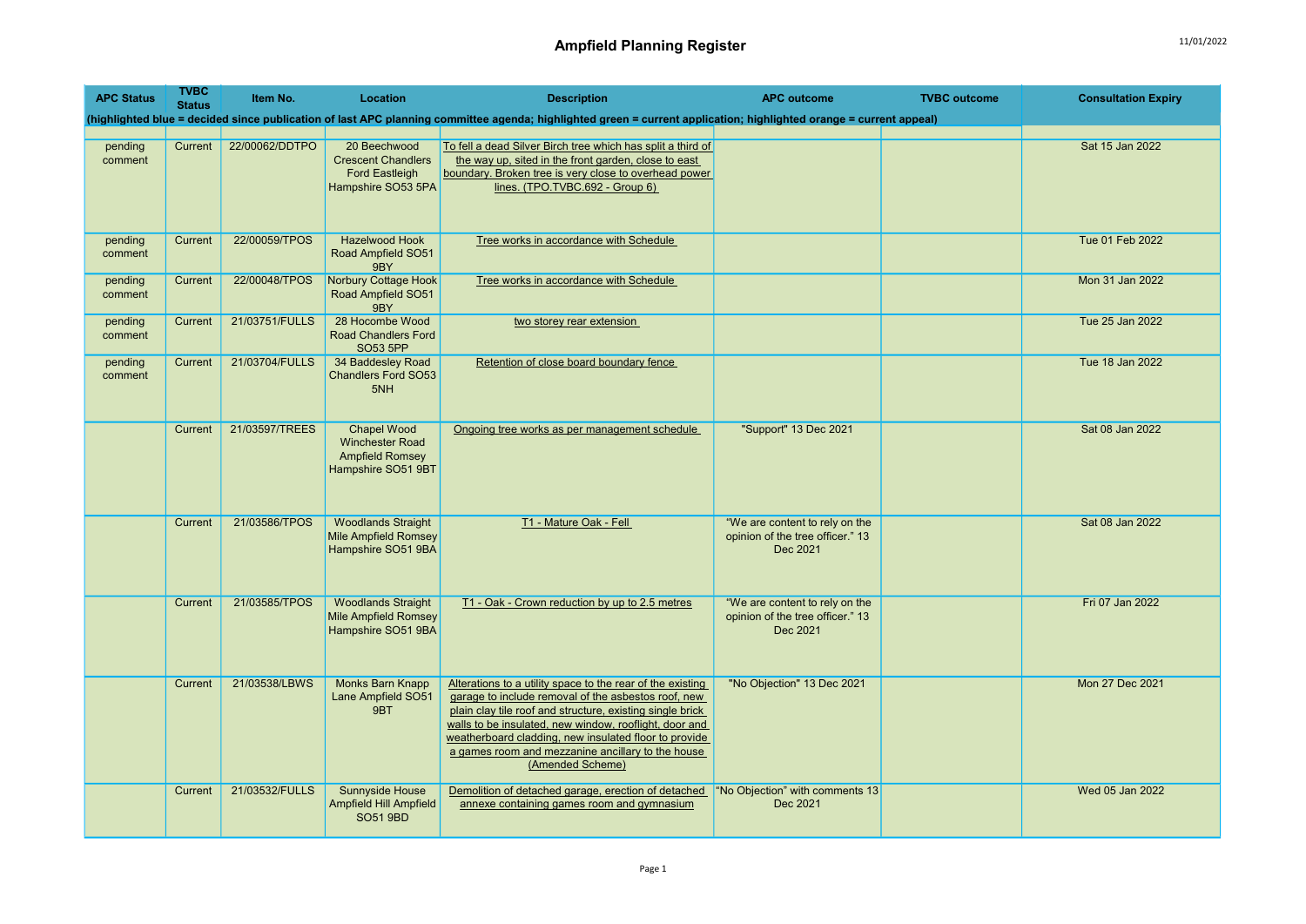# Ampfield Planning Register

11/01/2022

| APC Status | TVBC Status | Item No. | Location | Description | APC outcome | TVBC outcome | Consultation Expiry |
|---|---|---|---|---|---|---|---|
| (highlighted blue = decided since publication of last APC planning committee agenda; highlighted green = current application; highlighted orange = current appeal) | | | | | | | |
| pending comment | Current | 22/00062/DDTPO | 20 Beechwood Crescent Chandlers Ford Eastleigh Hampshire SO53 5PA | To fell a dead Silver Birch tree which has split a third of the way up, sited in the front garden, close to east boundary. Broken tree is very close to overhead power lines. (TPO.TVBC.692 - Group 6) | | | Sat 15 Jan 2022 |
| pending comment | Current | 22/00059/TPOS | Hazelwood Hook Road Ampfield SO51 9BY | Tree works in accordance with Schedule | | | Tue 01 Feb 2022 |
| pending comment | Current | 22/00048/TPOS | Norbury Cottage Hook Road Ampfield SO51 9BY | Tree works in accordance with Schedule | | | Mon 31 Jan 2022 |
| pending comment | Current | 21/03751/FULLS | 28 Hocombe Wood Road Chandlers Ford SO53 5PP | two storey rear extension | | | Tue 25 Jan 2022 |
| pending comment | Current | 21/03704/FULLS | 34 Baddesley Road Chandlers Ford SO53 5NH | Retention of close board boundary fence | | | Tue 18 Jan 2022 |
| | Current | 21/03597/TREES | Chapel Wood Winchester Road Ampfield Romsey Hampshire SO51 9BT | Ongoing tree works as per management schedule | "Support" 13 Dec 2021 | | Sat 08 Jan 2022 |
| | Current | 21/03586/TPOS | Woodlands Straight Mile Ampfield Romsey Hampshire SO51 9BA | T1 - Mature Oak - Fell | "We are content to rely on the opinion of the tree officer." 13 Dec 2021 | | Sat 08 Jan 2022 |
| | Current | 21/03585/TPOS | Woodlands Straight Mile Ampfield Romsey Hampshire SO51 9BA | T1 - Oak - Crown reduction by up to 2.5 metres | "We are content to rely on the opinion of the tree officer." 13 Dec 2021 | | Fri 07 Jan 2022 |
| | Current | 21/03538/LBWS | Monks Barn Knapp Lane Ampfield SO51 9BT | Alterations to a utility space to the rear of the existing garage to include removal of the asbestos roof, new plain clay tile roof and structure, existing single brick walls to be insulated, new window, rooflight, door and weatherboard cladding, new insulated floor to provide a games room and mezzanine ancillary to the house (Amended Scheme) | "No Objection" 13 Dec 2021 | | Mon 27 Dec 2021 |
| | Current | 21/03532/FULLS | Sunnyside House Ampfield Hill Ampfield SO51 9BD | Demolition of detached garage, erection of detached annexe containing games room and gymnasium | "No Objection" with comments 13 Dec 2021 | | Wed 05 Jan 2022 |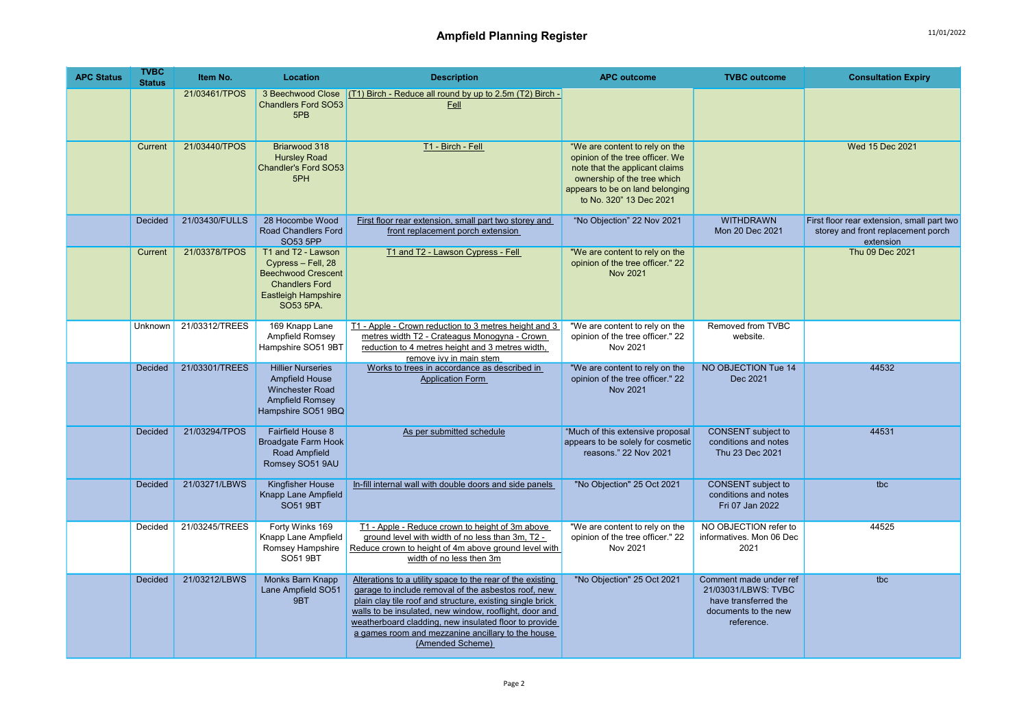# Ampfield Planning Register

| APC Status | TVBC Status | Item No. | Location | Description | APC outcome | TVBC outcome | Consultation Expiry |
|---|---|---|---|---|---|---|---|
| | | 21/03461/TPOS | 3 Beechwood Close Chandlers Ford SO53 5PB | (T1) Birch - Reduce all round by up to 2.5m (T2) Birch - Fell | | | |
| | Current | 21/03440/TPOS | Briarwood 318 Hursley Road Chandler's Ford SO53 5PH | T1 - Birch - Fell | "We are content to rely on the opinion of the tree officer. We note that the applicant claims ownership of the tree which appears to be on land belonging to No. 320" 13 Dec 2021 | | Wed 15 Dec 2021 |
| | Decided | 21/03430/FULLS | 28 Hocombe Wood Road Chandlers Ford SO53 5PP | First floor rear extension, small part two storey and front replacement porch extension | "No Objection" 22 Nov 2021 | WITHDRAWN Mon 20 Dec 2021 | First floor rear extension, small part two storey and front replacement porch extension |
| | Current | 21/03378/TPOS | T1 and T2 - Lawson Cypress – Fell, 28 Beechwood Crescent Chandlers Ford Eastleigh Hampshire SO53 5PA. | T1 and T2 - Lawson Cypress - Fell | "We are content to rely on the opinion of the tree officer." 22 Nov 2021 | | Thu 09 Dec 2021 |
| | Unknown | 21/03312/TREES | 169 Knapp Lane Ampfield Romsey Hampshire SO51 9BT | T1 - Apple - Crown reduction to 3 metres height and 3 metres width T2 - Crateagus Monogyna - Crown reduction to 4 metres height and 3 metres width, remove ivy in main stem | "We are content to rely on the opinion of the tree officer." 22 Nov 2021 | Removed from TVBC website. | |
| | Decided | 21/03301/TREES | Hillier Nurseries Ampfield House Winchester Road Ampfield Romsey Hampshire SO51 9BQ | Works to trees in accordance as described in Application Form | "We are content to rely on the opinion of the tree officer." 22 Nov 2021 | NO OBJECTION Tue 14 Dec 2021 | 44532 |
| | Decided | 21/03294/TPOS | Fairfield House 8 Broadgate Farm Hook Road Ampfield Romsey SO51 9AU | As per submitted schedule | "Much of this extensive proposal appears to be solely for cosmetic reasons." 22 Nov 2021 | CONSENT subject to conditions and notes Thu 23 Dec 2021 | 44531 |
| | Decided | 21/03271/LBWS | Kingfisher House Knapp Lane Ampfield SO51 9BT | In-fill internal wall with double doors and side panels | "No Objection" 25 Oct 2021 | CONSENT subject to conditions and notes Fri 07 Jan 2022 | tbc |
| | Decided | 21/03245/TREES | Forty Winks 169 Knapp Lane Ampfield Romsey Hampshire SO51 9BT | T1 - Apple - Reduce crown to height of 3m above ground level with width of no less than 3m, T2 - Reduce crown to height of 4m above ground level with width of no less then 3m | "We are content to rely on the opinion of the tree officer." 22 Nov 2021 | NO OBJECTION refer to informatives. Mon 06 Dec 2021 | 44525 |
| | Decided | 21/03212/LBWS | Monks Barn Knapp Lane Ampfield SO51 9BT | Alterations to a utility space to the rear of the existing garage to include removal of the asbestos roof, new plain clay tile roof and structure, existing single brick walls to be insulated, new window, rooflight, door and weatherboard cladding, new insulated floor to provide a games room and mezzanine ancillary to the house (Amended Scheme) | "No Objection" 25 Oct 2021 | Comment made under ref 21/03031/LBWS: TVBC have transferred the documents to the new reference. | tbc |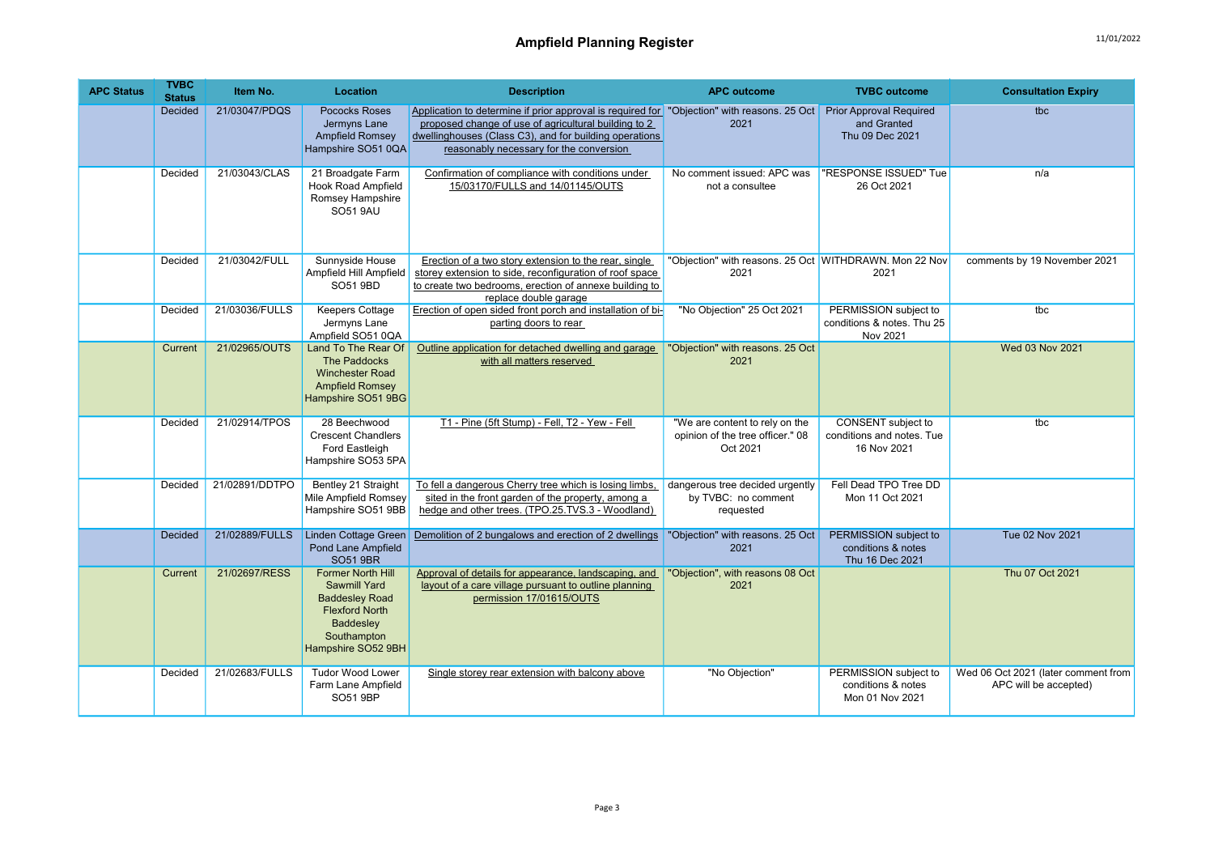# Ampfield Planning Register

11/01/2022

| APC Status | TVBC Status | Item No. | Location | Description | APC outcome | TVBC outcome | Consultation Expiry |
|---|---|---|---|---|---|---|---|
| | Decided | 21/03047/PDQS | Pococks Roses Jermyns Lane Ampfield Romsey Hampshire SO51 0QA | Application to determine if prior approval is required for proposed change of use of agricultural building to 2 dwellinghouses (Class C3), and for building operations reasonably necessary for the conversion | "Objection" with reasons. 25 Oct 2021 | Prior Approval Required and Granted Thu 09 Dec 2021 | tbc |
| | Decided | 21/03043/CLAS | 21 Broadgate Farm Hook Road Ampfield Romsey Hampshire SO51 9AU | Confirmation of compliance with conditions under 15/03170/FULLS and 14/01145/OUTS | No comment issued: APC was not a consultee | "RESPONSE ISSUED" Tue 26 Oct 2021 | n/a |
| | Decided | 21/03042/FULL | Sunnyside House Ampfield Hill Ampfield SO51 9BD | Erection of a two story extension to the rear, single storey extension to side, reconfiguration of roof space to create two bedrooms, erection of annexe building to replace double garage | "Objection" with reasons. 25 Oct 2021 | WITHDRAWN. Mon 22 Nov 2021 | comments by 19 November 2021 |
| | Decided | 21/03036/FULLS | Keepers Cottage Jermyns Lane Ampfield SO51 0QA | Erection of open sided front porch and installation of bi-parting doors to rear | "No Objection" 25 Oct 2021 | PERMISSION subject to conditions & notes. Thu 25 Nov 2021 | tbc |
| | Current | 21/02965/OUTS | Land To The Rear Of The Paddocks Winchester Road Ampfield Romsey Hampshire SO51 9BG | Outline application for detached dwelling and garage with all matters reserved | "Objection" with reasons. 25 Oct 2021 | | Wed 03 Nov 2021 |
| | Decided | 21/02914/TPOS | 28 Beechwood Crescent Chandlers Ford Eastleigh Hampshire SO53 5PA | T1 - Pine (5ft Stump) - Fell, T2 - Yew - Fell | "We are content to rely on the opinion of the tree officer." 08 Oct 2021 | CONSENT subject to conditions and notes. Tue 16 Nov 2021 | tbc |
| | Decided | 21/02891/DDTPO | Bentley 21 Straight Mile Ampfield Romsey Hampshire SO51 9BB | To fell a dangerous Cherry tree which is losing limbs, sited in the front garden of the property, among a hedge and other trees. (TPO.25.TVS.3 - Woodland) | dangerous tree decided urgently by TVBC: no comment requested | Fell Dead TPO Tree DD Mon 11 Oct 2021 | |
| | Decided | 21/02889/FULLS | Linden Cottage Green Pond Lane Ampfield SO51 9BR | Demolition of 2 bungalows and erection of 2 dwellings | "Objection" with reasons. 25 Oct 2021 | PERMISSION subject to conditions & notes Thu 16 Dec 2021 | Tue 02 Nov 2021 |
| | Current | 21/02697/RESS | Former North Hill Sawmill Yard Baddesley Road Flexford North Baddesley Southampton Hampshire SO52 9BH | Approval of details for appearance, landscaping, and layout of a care village pursuant to outline planning permission 17/01615/OUTS | "Objection", with reasons 08 Oct 2021 | | Thu 07 Oct 2021 |
| | Decided | 21/02683/FULLS | Tudor Wood Lower Farm Lane Ampfield SO51 9BP | Single storey rear extension with balcony above | "No Objection" | PERMISSION subject to conditions & notes Mon 01 Nov 2021 | Wed 06 Oct 2021 (later comment from APC will be accepted) |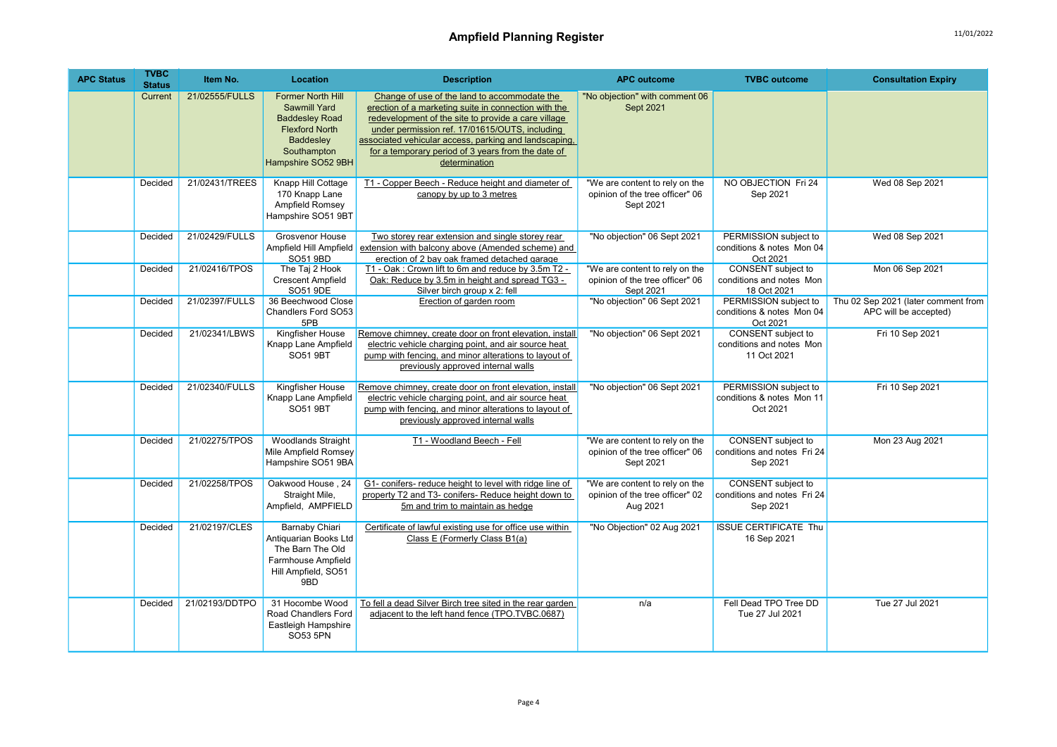# Ampfield Planning Register

| APC Status | TVBC Status | Item No. | Location | Description | APC outcome | TVBC outcome | Consultation Expiry |
|---|---|---|---|---|---|---|---|
| | Current | 21/02555/FULLS | Former North Hill Sawmill Yard Baddesley Road Flexford North Baddesley Southampton Hampshire SO52 9BH | Change of use of the land to accommodate the erection of a marketing suite in connection with the redevelopment of the site to provide a care village under permission ref. 17/01615/OUTS, including associated vehicular access, parking and landscaping, for a temporary period of 3 years from the date of determination | "No objection" with comment 06 Sept 2021 | | |
| | Decided | 21/02431/TREES | Knapp Hill Cottage 170 Knapp Lane Ampfield Romsey Hampshire SO51 9BT | T1 - Copper Beech - Reduce height and diameter of canopy by up to 3 metres | "We are content to rely on the opinion of the tree officer" 06 Sept 2021 | NO OBJECTION Fri 24 Sep 2021 | Wed 08 Sep 2021 |
| | Decided | 21/02429/FULLS | Grosvenor House Ampfield Hill Ampfield SO51 9BD | Two storey rear extension and single storey rear extension with balcony above (Amended scheme) and erection of 2 bay oak framed detached garage | "No objection" 06 Sept 2021 | PERMISSION subject to conditions & notes Mon 04 Oct 2021 | Wed 08 Sep 2021 |
| | Decided | 21/02416/TPOS | The Taj 2 Hook Crescent Ampfield SO51 9DE | T1 - Oak : Crown lift to 6m and reduce by 3.5m T2 - Oak: Reduce by 3.5m in height and spread TG3 - Silver birch group x 2: fell | "We are content to rely on the opinion of the tree officer" 06 Sept 2021 | CONSENT subject to conditions and notes Mon 18 Oct 2021 | Mon 06 Sep 2021 |
| | Decided | 21/02397/FULLS | 36 Beechwood Close Chandlers Ford SO53 5PB | Erection of garden room | "No objection" 06 Sept 2021 | PERMISSION subject to conditions & notes Mon 04 Oct 2021 | Thu 02 Sep 2021 (later comment from APC will be accepted) |
| | Decided | 21/02341/LBWS | Kingfisher House Knapp Lane Ampfield SO51 9BT | Remove chimney, create door on front elevation, install electric vehicle charging point, and air source heat pump with fencing, and minor alterations to layout of previously approved internal walls | "No objection" 06 Sept 2021 | CONSENT subject to conditions and notes Mon 11 Oct 2021 | Fri 10 Sep 2021 |
| | Decided | 21/02340/FULLS | Kingfisher House Knapp Lane Ampfield SO51 9BT | Remove chimney, create door on front elevation, install electric vehicle charging point, and air source heat pump with fencing, and minor alterations to layout of previously approved internal walls | "No objection" 06 Sept 2021 | PERMISSION subject to conditions & notes Mon 11 Oct 2021 | Fri 10 Sep 2021 |
| | Decided | 21/02275/TPOS | Woodlands Straight Mile Ampfield Romsey Hampshire SO51 9BA | T1 - Woodland Beech - Fell | "We are content to rely on the opinion of the tree officer" 06 Sept 2021 | CONSENT subject to conditions and notes Fri 24 Sep 2021 | Mon 23 Aug 2021 |
| | Decided | 21/02258/TPOS | Oakwood House , 24 Straight Mile, Ampfield, AMPFIELD | G1- conifers- reduce height to level with ridge line of property T2 and T3- conifers- Reduce height down to 5m and trim to maintain as hedge | "We are content to rely on the opinion of the tree officer" 02 Aug 2021 | CONSENT subject to conditions and notes Fri 24 Sep 2021 | |
| | Decided | 21/02197/CLES | Barnaby Chiari Antiquarian Books Ltd The Barn The Old Farmhouse Ampfield Hill Ampfield, SO51 9BD | Certificate of lawful existing use for office use within Class E (Formerly Class B1(a) | "No Objection" 02 Aug 2021 | ISSUE CERTIFICATE Thu 16 Sep 2021 | |
| | Decided | 21/02193/DDTPO | 31 Hocombe Wood Road Chandlers Ford Eastleigh Hampshire SO53 5PN | To fell a dead Silver Birch tree sited in the rear garden adjacent to the left hand fence (TPO.TVBC.0687) | n/a | Fell Dead TPO Tree DD Tue 27 Jul 2021 | Tue 27 Jul 2021 |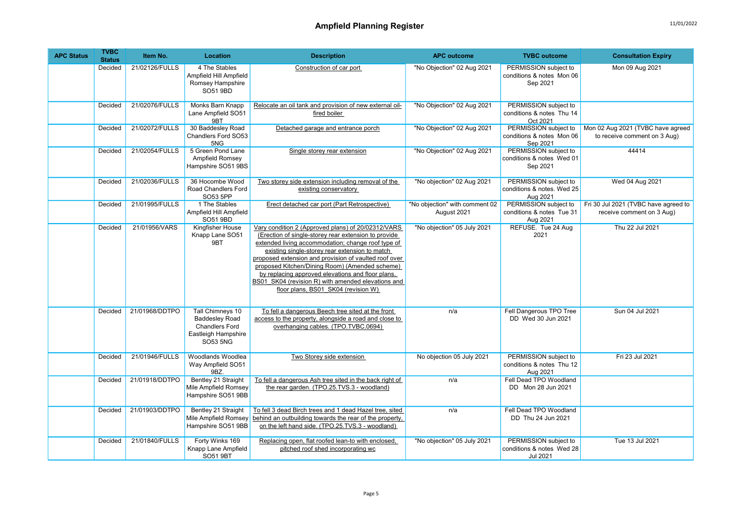# Ampfield Planning Register

| APC Status | TVBC Status | Item No. | Location | Description | APC outcome | TVBC outcome | Consultation Expiry |
|---|---|---|---|---|---|---|---|
| | Decided | 21/02126/FULLS | 4 The Stables Ampfield Hill Ampfield Romsey Hampshire SO51 9BD | Construction of car port | "No Objection" 02 Aug 2021 | PERMISSION subject to conditions & notes Mon 06 Sep 2021 | Mon 09 Aug 2021 |
| | Decided | 21/02076/FULLS | Monks Barn Knapp Lane Ampfield SO51 9BT | Relocate an oil tank and provision of new external oil-fired boiler | "No Objection" 02 Aug 2021 | PERMISSION subject to conditions & notes Thu 14 Oct 2021 | |
| | Decided | 21/02072/FULLS | 30 Baddesley Road Chandlers Ford SO53 5NG | Detached garage and entrance porch | "No Objection" 02 Aug 2021 | PERMISSION subject to conditions & notes Mon 06 Sep 2021 | Mon 02 Aug 2021 (TVBC have agreed to receive comment on 3 Aug) |
| | Decided | 21/02054/FULLS | 5 Green Pond Lane Ampfield Romsey Hampshire SO51 9BS | Single storey rear extension | "No Objection" 02 Aug 2021 | PERMISSION subject to conditions & notes Wed 01 Sep 2021 | 44414 |
| | Decided | 21/02036/FULLS | 36 Hocombe Wood Road Chandlers Ford SO53 5PP | Two storey side extension including removal of the existing conservatory | "No objection" 02 Aug 2021 | PERMISSION subject to conditions & notes. Wed 25 Aug 2021 | Wed 04 Aug 2021 |
| | Decided | 21/01995/FULLS | 1 The Stables Ampfield Hill Ampfield SO51 9BD | Erect detached car port (Part Retrospective) | "No objection" with comment 02 August 2021 | PERMISSION subject to conditions & notes Tue 31 Aug 2021 | Fri 30 Jul 2021 (TVBC have agreed to receive comment on 3 Aug) |
| | Decided | 21/01956/VARS | Kingfisher House Knapp Lane SO51 9BT | Vary condition 2 (Approved plans) of 20/02312/VARS (Erection of single-storey rear extension to provide extended living accommodation; change roof type of existing single-storey rear extension to match proposed extension and provision of vaulted roof over proposed Kitchen/Dining Room) (Amended scheme) by replacing approved elevations and floor plans, BS01_SK04 (revision R) with amended elevations and floor plans, BS01_SK04 (revision W) | "No objection" 05 July 2021 | REFUSE. Tue 24 Aug 2021 | Thu 22 Jul 2021 |
| | Decided | 21/01968/DDTPO | Tall Chimneys 10 Baddesley Road Chandlers Ford Eastleigh Hampshire SO53 5NG | To fell a dangerous Beech tree sited at the front access to the property, alongside a road and close to overhanging cables. (TPO.TVBC.0694) | n/a | Fell Dangerous TPO Tree DD Wed 30 Jun 2021 | Sun 04 Jul 2021 |
| | Decided | 21/01946/FULLS | Woodlands Woodlea Way Ampfield SO51 9BZ. | Two Storey side extension | No objection 05 July 2021 | PERMISSION subject to conditions & notes Thu 12 Aug 2021 | Fri 23 Jul 2021 |
| | Decided | 21/01918/DDTPO | Bentley 21 Straight Mile Ampfield Romsey Hampshire SO51 9BB | To fell a dangerous Ash tree sited in the back right of the rear garden. (TPO.25.TVS.3 - woodland) | n/a | Fell Dead TPO Woodland DD Mon 28 Jun 2021 | |
| | Decided | 21/01903/DDTPO | Bentley 21 Straight Mile Ampfield Romsey Hampshire SO51 9BB | To fell 3 dead Birch trees and 1 dead Hazel tree, sited behind an outbuilding towards the rear of the property, on the left hand side. (TPO.25.TVS.3 - woodland) | n/a | Fell Dead TPO Woodland DD Thu 24 Jun 2021 | |
| | Decided | 21/01840/FULLS | Forty Winks 169 Knapp Lane Ampfield SO51 9BT | Replacing open, flat roofed lean-to with enclosed, pitched roof shed incorporating wc | "No objection" 05 July 2021 | PERMISSION subject to conditions & notes Wed 28 Jul 2021 | Tue 13 Jul 2021 |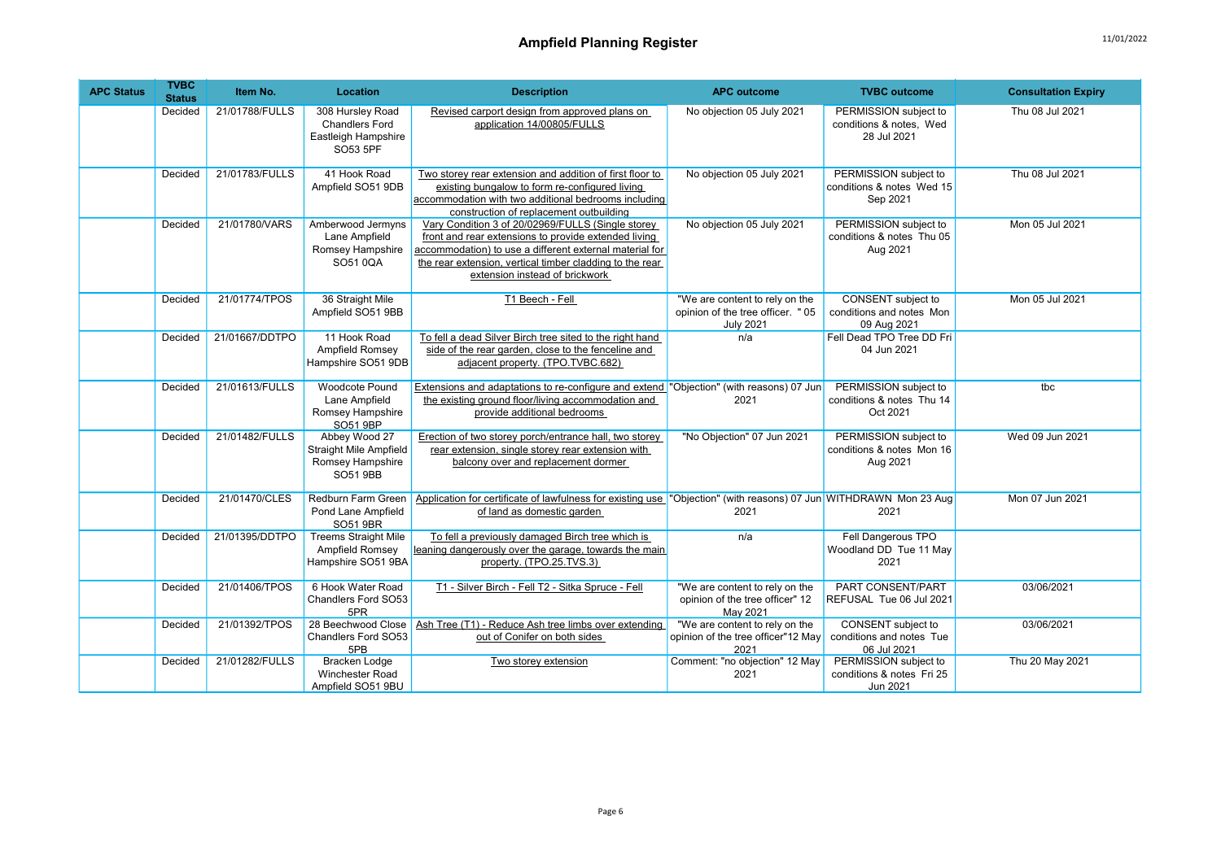# Ampfield Planning Register

| APC Status | TVBC Status | Item No. | Location | Description | APC outcome | TVBC outcome | Consultation Expiry |
|---|---|---|---|---|---|---|---|
| | Decided | 21/01788/FULLS | 308 Hursley Road Chandlers Ford Eastleigh Hampshire SO53 5PF | Revised carport design from approved plans on application 14/00805/FULLS | No objection 05 July 2021 | PERMISSION subject to conditions & notes, Wed 28 Jul 2021 | Thu 08 Jul 2021 |
| | Decided | 21/01783/FULLS | 41 Hook Road Ampfield SO51 9DB | Two storey rear extension and addition of first floor to existing bungalow to form re-configured living accommodation with two additional bedrooms including construction of replacement outbuilding | No objection 05 July 2021 | PERMISSION subject to conditions & notes Wed 15 Sep 2021 | Thu 08 Jul 2021 |
| | Decided | 21/01780/VARS | Amberwood Jermyns Lane Ampfield Romsey Hampshire SO51 0QA | Vary Condition 3 of 20/02969/FULLS (Single storey front and rear extensions to provide extended living accommodation) to use a different external material for the rear extension, vertical timber cladding to the rear extension instead of brickwork | No objection 05 July 2021 | PERMISSION subject to conditions & notes Thu 05 Aug 2021 | Mon 05 Jul 2021 |
| | Decided | 21/01774/TPOS | 36 Straight Mile Ampfield SO51 9BB | T1 Beech - Fell | "We are content to rely on the opinion of the tree officer. " 05 July 2021 | CONSENT subject to conditions and notes Mon 09 Aug 2021 | Mon 05 Jul 2021 |
| | Decided | 21/01667/DDTPO | 11 Hook Road Ampfield Romsey Hampshire SO51 9DB | To fell a dead Silver Birch tree sited to the right hand side of the rear garden, close to the fenceline and adjacent property. (TPO.TVBC.682) | n/a | Fell Dead TPO Tree DD Fri 04 Jun 2021 | |
| | Decided | 21/01613/FULLS | Woodcote Pound Lane Ampfield Romsey Hampshire SO51 9BP | Extensions and adaptations to re-configure and extend the existing ground floor/living accommodation and provide additional bedrooms | "Objection" (with reasons) 07 Jun 2021 | PERMISSION subject to conditions & notes Thu 14 Oct 2021 | tbc |
| | Decided | 21/01482/FULLS | Abbey Wood 27 Straight Mile Ampfield Romsey Hampshire SO51 9BB | Erection of two storey porch/entrance hall, two storey rear extension, single storey rear extension with balcony over and replacement dormer | "No Objection" 07 Jun 2021 | PERMISSION subject to conditions & notes Mon 16 Aug 2021 | Wed 09 Jun 2021 |
| | Decided | 21/01470/CLES | Redburn Farm Green Pond Lane Ampfield SO51 9BR | Application for certificate of lawfulness for existing use of land as domestic garden | "Objection" (with reasons) 07 Jun 2021 | WITHDRAWN Mon 23 Aug 2021 | Mon 07 Jun 2021 |
| | Decided | 21/01395/DDTPO | Treems Straight Mile Ampfield Romsey Hampshire SO51 9BA | To fell a previously damaged Birch tree which is leaning dangerously over the garage, towards the main property. (TPO.25.TVS.3) | n/a | Fell Dangerous TPO Woodland DD Tue 11 May 2021 | |
| | Decided | 21/01406/TPOS | 6 Hook Water Road Chandlers Ford SO53 5PR | T1 - Silver Birch - Fell T2 - Sitka Spruce - Fell | "We are content to rely on the opinion of the tree officer" 12 May 2021 | PART CONSENT/PART REFUSAL Tue 06 Jul 2021 | 03/06/2021 |
| | Decided | 21/01392/TPOS | 28 Beechwood Close Chandlers Ford SO53 5PB | Ash Tree (T1) - Reduce Ash tree limbs over extending out of Conifer on both sides | "We are content to rely on the opinion of the tree officer"12 May 2021 | CONSENT subject to conditions and notes Tue 06 Jul 2021 | 03/06/2021 |
| | Decided | 21/01282/FULLS | Bracken Lodge Winchester Road Ampfield SO51 9BU | Two storey extension | Comment: "no objection" 12 May 2021 | PERMISSION subject to conditions & notes Fri 25 Jun 2021 | Thu 20 May 2021 |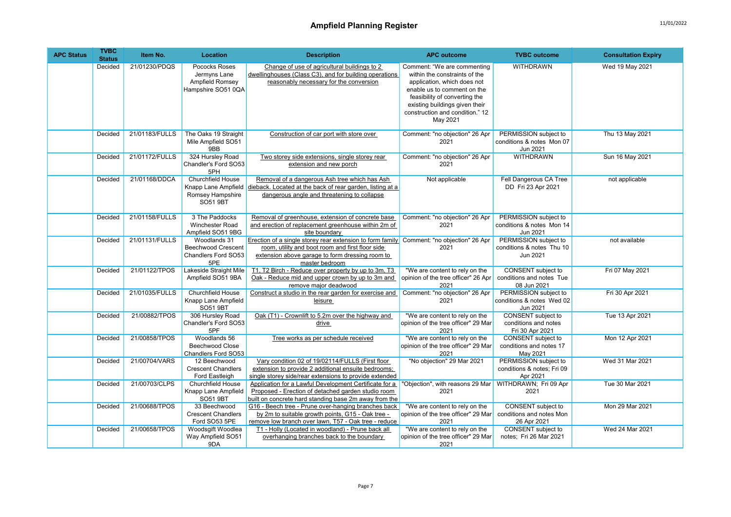# Ampfield Planning Register

| APC Status | TVBC Status | Item No. | Location | Description | APC outcome | TVBC outcome | Consultation Expiry |
|---|---|---|---|---|---|---|---|
| | Decided | 21/01230/PDQS | Pococks Roses Jermyns Lane Ampfield Romsey Hampshire SO51 0QA | Change of use of agricultural buildings to 2 dwellinghouses (Class C3), and for building operations reasonably necessary for the conversion | Comment: "We are commenting within the constraints of the application, which does not enable us to comment on the feasibility of converting the existing buildings given their construction and condition." 12 May 2021 | WITHDRAWN | Wed 19 May 2021 |
| | Decided | 21/01183/FULLS | The Oaks 19 Straight Mile Ampfield SO51 9BB | Construction of car port with store over | Comment: "no objection" 26 Apr 2021 | PERMISSION subject to conditions & notes Mon 07 Jun 2021 | Thu 13 May 2021 |
| | Decided | 21/01172/FULLS | 324 Hursley Road Chandler's Ford SO53 5PH | Two storey side extensions, single storey rear extension and new porch | Comment: "no objection" 26 Apr 2021 | WITHDRAWN | Sun 16 May 2021 |
| | Decided | 21/01168/DDCA | Churchfield House Knapp Lane Ampfield Romsey Hampshire SO51 9BT | Removal of a dangerous Ash tree which has Ash dieback. Located at the back of rear garden, listing at a dangerous angle and threatening to collapse | Not applicable | Fell Dangerous CA Tree DD Fri 23 Apr 2021 | not applicable |
| | Decided | 21/01158/FULLS | 3 The Paddocks Winchester Road Ampfield SO51 9BG | Removal of greenhouse, extension of concrete base and erection of replacement greenhouse within 2m of site boundary | Comment: "no objection" 26 Apr 2021 | PERMISSION subject to conditions & notes Mon 14 Jun 2021 | |
| | Decided | 21/01131/FULLS | Woodlands 31 Beechwood Crescent Chandlers Ford SO53 5PE | Erection of a single storey rear extension to form family room, utility and boot room and first floor side extension above garage to form dressing room to master bedroom | Comment: "no objection" 26 Apr 2021 | PERMISSION subject to conditions & notes Thu 10 Jun 2021 | not available |
| | Decided | 21/01122/TPOS | Lakeside Straight Mile Ampfield SO51 9BA | T1, T2 Birch - Reduce over property by up to 3m, T3 Oak - Reduce mid and upper crown by up to 3m and remove major deadwood | "We are content to rely on the opinion of the tree officer" 26 Apr 2021 | CONSENT subject to conditions and notes Tue 08 Jun 2021 | Fri 07 May 2021 |
| | Decided | 21/01035/FULLS | Churchfield House Knapp Lane Ampfield SO51 9BT | Construct a studio in the rear garden for exercise and leisure | Comment: "no objection" 26 Apr 2021 | PERMISSION subject to conditions & notes Wed 02 Jun 2021 | Fri 30 Apr 2021 |
| | Decided | 21/00882/TPOS | 306 Hursley Road Chandler's Ford SO53 5PF | Oak (T1) - Crownlift to 5.2m over the highway and drive | "We are content to rely on the opinion of the tree officer" 29 Mar 2021 | CONSENT subject to conditions and notes Fri 30 Apr 2021 | Tue 13 Apr 2021 |
| | Decided | 21/00858/TPOS | Woodlands 56 Beechwood Close Chandlers Ford SO53 | Tree works as per schedule received | "We are content to rely on the opinion of the tree officer" 29 Mar 2021 | CONSENT subject to conditions and notes 17 May 2021 | Mon 12 Apr 2021 |
| | Decided | 21/00704/VARS | 12 Beechwood Crescent Chandlers Ford Eastleigh | Vary condition 02 of 19/02114/FULLS (First floor extension to provide 2 additional ensuite bedrooms; single storey side/rear extensions to provide extended | "No objection" 29 Mar 2021 | PERMISSION subject to conditions & notes; Fri 09 Apr 2021 | Wed 31 Mar 2021 |
| | Decided | 21/00703/CLPS | Churchfield House Knapp Lane Ampfield SO51 9BT | Application for a Lawful Development Certificate for a Proposed - Erection of detached garden studio room built on concrete hard standing base 2m away from the | "Objection", with reasons 29 Mar 2021 | WITHDRAWN; Fri 09 Apr 2021 | Tue 30 Mar 2021 |
| | Decided | 21/00688/TPOS | 33 Beechwood Crescent Chandlers Ford SO53 5PE | G16 - Beech tree - Prune over-hanging branches back by 2m to suitable growth points, G15 - Oak tree - remove low branch over lawn, T57 - Oak tree - reduce | "We are content to rely on the opinion of the tree officer" 29 Mar 2021 | CONSENT subject to conditions and notes Mon 26 Apr 2021 | Mon 29 Mar 2021 |
| | Decided | 21/00658/TPOS | Woodsgift Woodlea Way Ampfield SO51 9DA | T1 - Holly (Located in woodland) - Prune back all overhanging branches back to the boundary | "We are content to rely on the opinion of the tree officer" 29 Mar 2021 | CONSENT subject to notes; Fri 26 Mar 2021 | Wed 24 Mar 2021 |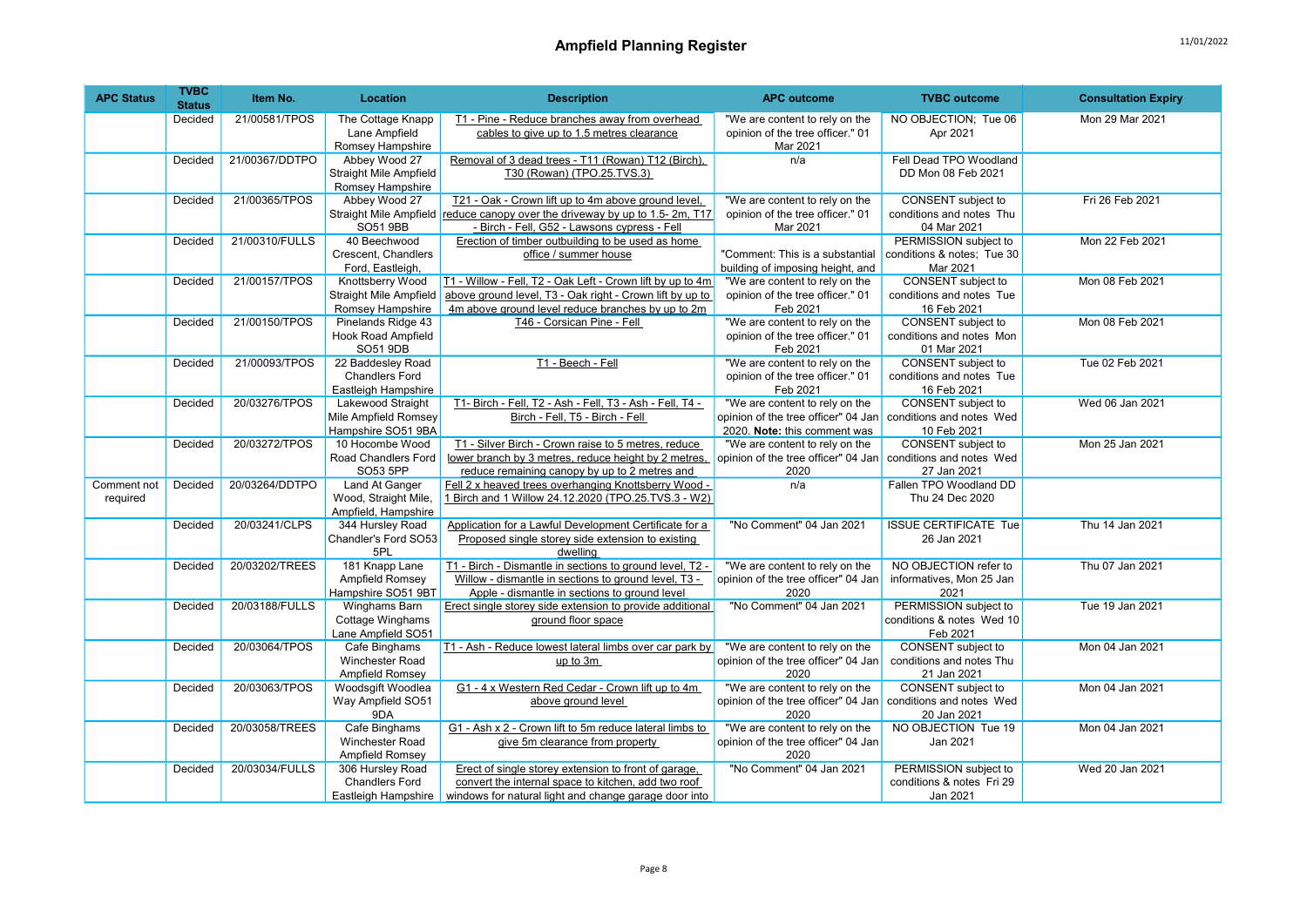# Ampfield Planning Register

| APC Status | TVBC Status | Item No. | Location | Description | APC outcome | TVBC outcome | Consultation Expiry |
|---|---|---|---|---|---|---|---|
| | Decided | 21/00581/TPOS | The Cottage Knapp Lane Ampfield Romsey Hampshire | T1 - Pine - Reduce branches away from overhead cables to give up to 1.5 metres clearance | "We are content to rely on the opinion of the tree officer." 01 Mar 2021 | NO OBJECTION; Tue 06 Apr 2021 | Mon 29 Mar 2021 |
| | Decided | 21/00367/DDTPO | Abbey Wood 27 Straight Mile Ampfield Romsey Hampshire | Removal of 3 dead trees - T11 (Rowan) T12 (Birch), T30 (Rowan) (TPO.25.TVS.3) | n/a | Fell Dead TPO Woodland DD Mon 08 Feb 2021 | |
| | Decided | 21/00365/TPOS | Abbey Wood 27 Straight Mile Ampfield SO51 9BB | T21 - Oak - Crown lift up to 4m above ground level, reduce canopy over the driveway by up to 1.5- 2m, T17 - Birch - Fell, G52 - Lawsons cypress - Fell | "We are content to rely on the opinion of the tree officer." 01 Mar 2021 | CONSENT subject to conditions and notes Thu 04 Mar 2021 | Fri 26 Feb 2021 |
| | Decided | 21/00310/FULLS | 40 Beechwood Crescent, Chandlers Ford, Eastleigh, | Erection of timber outbuilding to be used as home office / summer house | "Comment: This is a substantial building of imposing height, and | PERMISSION subject to conditions & notes; Tue 30 Mar 2021 | Mon 22 Feb 2021 |
| | Decided | 21/00157/TPOS | Knottsberry Wood Straight Mile Ampfield Romsey Hampshire | T1 - Willow - Fell, T2 - Oak Left - Crown lift by up to 4m above ground level, T3 - Oak right - Crown lift by up to 4m above ground level reduce branches by up to 2m | "We are content to rely on the opinion of the tree officer." 01 Feb 2021 | CONSENT subject to conditions and notes Tue 16 Feb 2021 | Mon 08 Feb 2021 |
| | Decided | 21/00150/TPOS | Pinelands Ridge 43 Hook Road Ampfield SO51 9DB | T46 - Corsican Pine - Fell | "We are content to rely on the opinion of the tree officer." 01 Feb 2021 | CONSENT subject to conditions and notes Mon 01 Mar 2021 | Mon 08 Feb 2021 |
| | Decided | 21/00093/TPOS | 22 Baddesley Road Chandlers Ford Eastleigh Hampshire | T1 - Beech - Fell | "We are content to rely on the opinion of the tree officer." 01 Feb 2021 | CONSENT subject to conditions and notes Tue 16 Feb 2021 | Tue 02 Feb 2021 |
| | Decided | 20/03276/TPOS | Lakewood Straight Mile Ampfield Romsey Hampshire SO51 9BA | T1- Birch - Fell, T2 - Ash - Fell, T3 - Ash - Fell, T4 - Birch - Fell, T5 - Birch - Fell | "We are content to rely on the opinion of the tree officer" 04 Jan 2020. **Note:** this comment was | CONSENT subject to conditions and notes Wed 10 Feb 2021 | Wed 06 Jan 2021 |
| | Decided | 20/03272/TPOS | 10 Hocombe Wood Road Chandlers Ford SO53 5PP | T1 - Silver Birch - Crown raise to 5 metres, reduce lower branch by 3 metres, reduce height by 2 metres, reduce remaining canopy by up to 2 metres and | "We are content to rely on the opinion of the tree officer" 04 Jan 2020 | CONSENT subject to conditions and notes Wed 27 Jan 2021 | Mon 25 Jan 2021 |
| Comment not required | Decided | 20/03264/DDTPO | Land At Ganger Wood, Straight Mile, Ampfield, Hampshire | Fell 2 x heaved trees overhanging Knottsberry Wood - 1 Birch and 1 Willow 24.12.2020 (TPO.25.TVS.3 - W2) | n/a | Fallen TPO Woodland DD Thu 24 Dec 2020 | |
| | Decided | 20/03241/CLPS | 344 Hursley Road Chandler's Ford SO53 5PL | Application for a Lawful Development Certificate for a Proposed single storey side extension to existing dwelling | "No Comment" 04 Jan 2021 | ISSUE CERTIFICATE Tue 26 Jan 2021 | Thu 14 Jan 2021 |
| | Decided | 20/03202/TREES | 181 Knapp Lane Ampfield Romsey Hampshire SO51 9BT | T1 - Birch - Dismantle in sections to ground level, T2 - Willow - dismantle in sections to ground level, T3 - Apple - dismantle in sections to ground level | "We are content to rely on the opinion of the tree officer" 04 Jan 2020 | NO OBJECTION refer to informatives, Mon 25 Jan 2021 | Thu 07 Jan 2021 |
| | Decided | 20/03188/FULLS | Winghams Barn Cottage Winghams Lane Ampfield SO51 | Erect single storey side extension to provide additional ground floor space | "No Comment" 04 Jan 2021 | PERMISSION subject to conditions & notes Wed 10 Feb 2021 | Tue 19 Jan 2021 |
| | Decided | 20/03064/TPOS | Cafe Binghams Winchester Road Ampfield Romsey | T1 - Ash - Reduce lowest lateral limbs over car park by up to 3m | "We are content to rely on the opinion of the tree officer" 04 Jan 2020 | CONSENT subject to conditions and notes Thu 21 Jan 2021 | Mon 04 Jan 2021 |
| | Decided | 20/03063/TPOS | Woodsgift Woodlea Way Ampfield SO51 9DA | G1 - 4 x Western Red Cedar - Crown lift up to 4m above ground level | "We are content to rely on the opinion of the tree officer" 04 Jan 2020 | CONSENT subject to conditions and notes Wed 20 Jan 2021 | Mon 04 Jan 2021 |
| | Decided | 20/03058/TREES | Cafe Binghams Winchester Road Ampfield Romsey | G1 - Ash x 2 - Crown lift to 5m reduce lateral limbs to give 5m clearance from property | "We are content to rely on the opinion of the tree officer" 04 Jan 2020 | NO OBJECTION Tue 19 Jan 2021 | Mon 04 Jan 2021 |
| | Decided | 20/03034/FULLS | 306 Hursley Road Chandlers Ford Eastleigh Hampshire | Erect of single storey extension to front of garage, convert the internal space to kitchen, add two roof windows for natural light and change garage door into | "No Comment" 04 Jan 2021 | PERMISSION subject to conditions & notes Fri 29 Jan 2021 | Wed 20 Jan 2021 |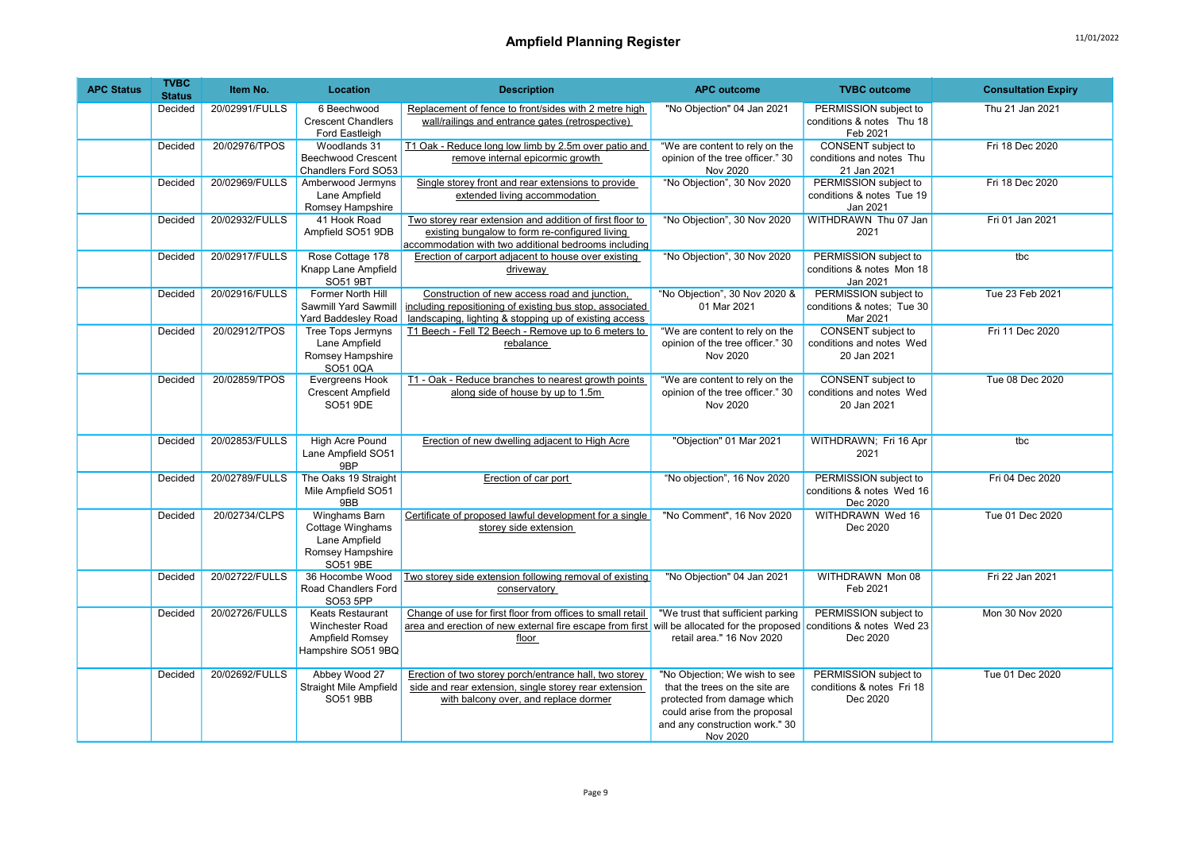# Ampfield Planning Register

| APC Status | TVBC Status | Item No. | Location | Description | APC outcome | TVBC outcome | Consultation Expiry |
|---|---|---|---|---|---|---|---|
| | Decided | 20/02991/FULLS | 6 Beechwood Crescent Chandlers Ford Eastleigh | Replacement of fence to front/sides with 2 metre high wall/railings and entrance gates (retrospective) | "No Objection" 04 Jan 2021 | PERMISSION subject to conditions & notes Thu 18 Feb 2021 | Thu 21 Jan 2021 |
| | Decided | 20/02976/TPOS | Woodlands 31 Beechwood Crescent Chandlers Ford SO53 | T1 Oak - Reduce long low limb by 2.5m over patio and remove internal epicormic growth | "We are content to rely on the opinion of the tree officer." 30 Nov 2020 | CONSENT subject to conditions and notes Thu 21 Jan 2021 | Fri 18 Dec 2020 |
| | Decided | 20/02969/FULLS | Amberwood Jermyns Lane Ampfield Romsey Hampshire | Single storey front and rear extensions to provide extended living accommodation | "No Objection", 30 Nov 2020 | PERMISSION subject to conditions & notes Tue 19 Jan 2021 | Fri 18 Dec 2020 |
| | Decided | 20/02932/FULLS | 41 Hook Road Ampfield SO51 9DB | Two storey rear extension and addition of first floor to existing bungalow to form re-configured living accommodation with two additional bedrooms including | "No Objection", 30 Nov 2020 | WITHDRAWN Thu 07 Jan 2021 | Fri 01 Jan 2021 |
| | Decided | 20/02917/FULLS | Rose Cottage 178 Knapp Lane Ampfield SO51 9BT | Erection of carport adjacent to house over existing driveway | "No Objection", 30 Nov 2020 | PERMISSION subject to conditions & notes Mon 18 Jan 2021 | tbc |
| | Decided | 20/02916/FULLS | Former North Hill Sawmill Yard Sawmill Yard Baddesley Road | Construction of new access road and junction, including repositioning of existing bus stop, associated landscaping, lighting & stopping up of existing access | "No Objection", 30 Nov 2020 & 01 Mar 2021 | PERMISSION subject to conditions & notes; Tue 30 Mar 2021 | Tue 23 Feb 2021 |
| | Decided | 20/02912/TPOS | Tree Tops Jermyns Lane Ampfield Romsey Hampshire SO51 0QA | T1 Beech - Fell T2 Beech - Remove up to 6 meters to rebalance | "We are content to rely on the opinion of the tree officer." 30 Nov 2020 | CONSENT subject to conditions and notes Wed 20 Jan 2021 | Fri 11 Dec 2020 |
| | Decided | 20/02859/TPOS | Evergreens Hook Crescent Ampfield SO51 9DE | T1 - Oak - Reduce branches to nearest growth points along side of house by up to 1.5m | "We are content to rely on the opinion of the tree officer." 30 Nov 2020 | CONSENT subject to conditions and notes Wed 20 Jan 2021 | Tue 08 Dec 2020 |
| | Decided | 20/02853/FULLS | High Acre Pound Lane Ampfield SO51 9BP | Erection of new dwelling adjacent to High Acre | "Objection" 01 Mar 2021 | WITHDRAWN; Fri 16 Apr 2021 | tbc |
| | Decided | 20/02789/FULLS | The Oaks 19 Straight Mile Ampfield SO51 9BB | Erection of car port | "No objection", 16 Nov 2020 | PERMISSION subject to conditions & notes Wed 16 Dec 2020 | Fri 04 Dec 2020 |
| | Decided | 20/02734/CLPS | Winghams Barn Cottage Winghams Lane Ampfield Romsey Hampshire SO51 9BE | Certificate of proposed lawful development for a single storey side extension | "No Comment", 16 Nov 2020 | WITHDRAWN Wed 16 Dec 2020 | Tue 01 Dec 2020 |
| | Decided | 20/02722/FULLS | 36 Hocombe Wood Road Chandlers Ford SO53 5PP | Two storey side extension following removal of existing conservatory | "No Objection" 04 Jan 2021 | WITHDRAWN Mon 08 Feb 2021 | Fri 22 Jan 2021 |
| | Decided | 20/02726/FULLS | Keats Restaurant Winchester Road Ampfield Romsey Hampshire SO51 9BQ | Change of use for first floor from offices to small retail area and erection of new external fire escape from first floor | "We trust that sufficient parking will be allocated for the proposed retail area." 16 Nov 2020 | PERMISSION subject to conditions & notes Wed 23 Dec 2020 | Mon 30 Nov 2020 |
| | Decided | 20/02692/FULLS | Abbey Wood 27 Straight Mile Ampfield SO51 9BB | Erection of two storey porch/entrance hall, two storey side and rear extension, single storey rear extension with balcony over, and replace dormer | "No Objection; We wish to see that the trees on the site are protected from damage which could arise from the proposal and any construction work." 30 Nov 2020 | PERMISSION subject to conditions & notes Fri 18 Dec 2020 | Tue 01 Dec 2020 |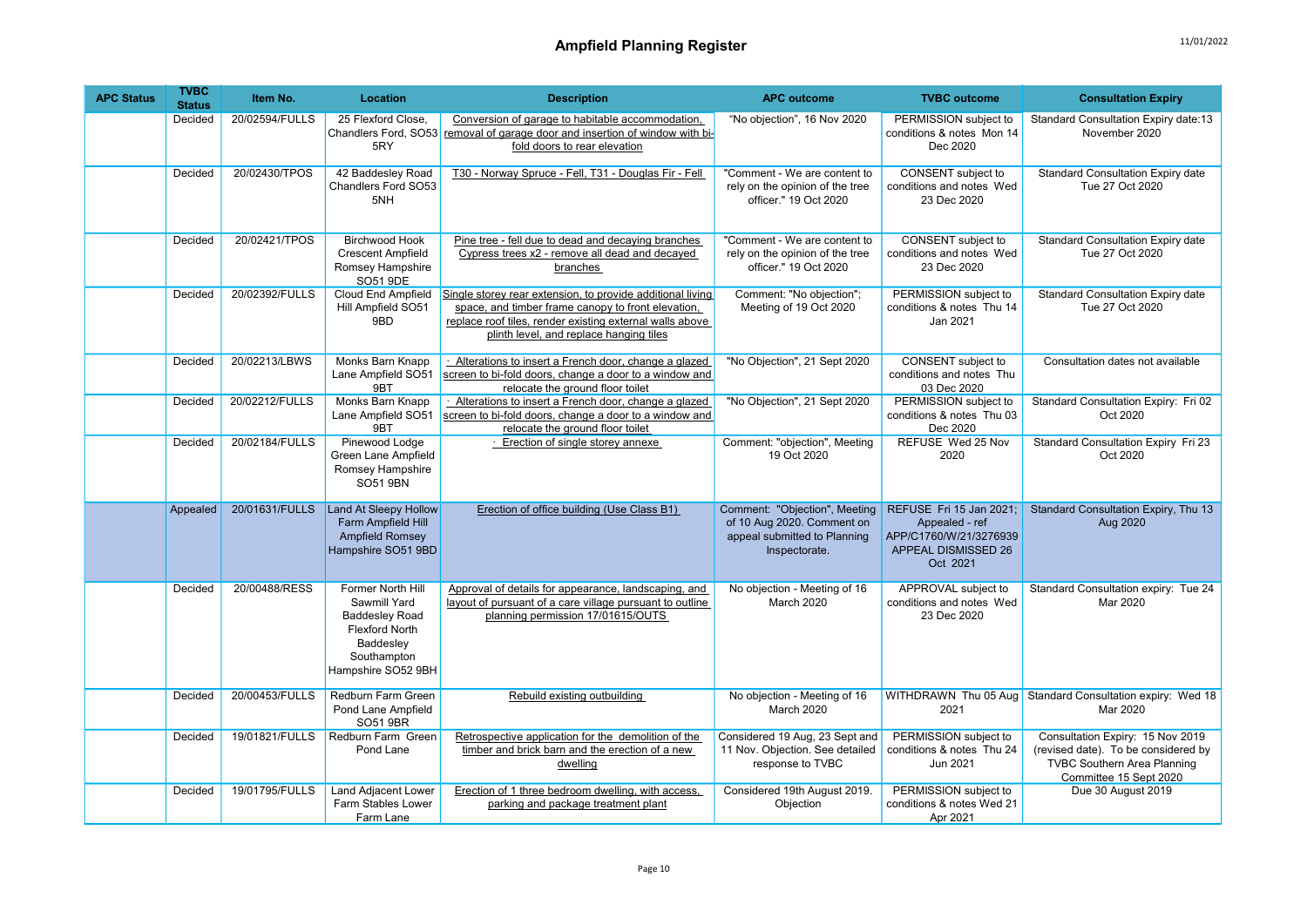# Ampfield Planning Register

| APC Status | TVBC Status | Item No. | Location | Description | APC outcome | TVBC outcome | Consultation Expiry |
|---|---|---|---|---|---|---|---|
| | Decided | 20/02594/FULLS | 25 Flexford Close, Chandlers Ford, SO53 5RY | Conversion of garage to habitable accommodation, removal of garage door and insertion of window with bi-fold doors to rear elevation | "No objection", 16 Nov 2020 | PERMISSION subject to conditions & notes Mon 14 Dec 2020 | Standard Consultation Expiry date:13 November 2020 |
| | Decided | 20/02430/TPOS | 42 Baddesley Road Chandlers Ford SO53 5NH | T30 - Norway Spruce - Fell, T31 - Douglas Fir - Fell | "Comment - We are content to rely on the opinion of the tree officer." 19 Oct 2020 | CONSENT subject to conditions and notes Wed 23 Dec 2020 | Standard Consultation Expiry date Tue 27 Oct 2020 |
| | Decided | 20/02421/TPOS | Birchwood Hook Crescent Ampfield Romsey Hampshire SO51 9DE | Pine tree - fell due to dead and decaying branches Cypress trees x2 - remove all dead and decayed branches | "Comment - We are content to rely on the opinion of the tree officer." 19 Oct 2020 | CONSENT subject to conditions and notes Wed 23 Dec 2020 | Standard Consultation Expiry date Tue 27 Oct 2020 |
| | Decided | 20/02392/FULLS | Cloud End Ampfield Hill Ampfield SO51 9BD | Single storey rear extension, to provide additional living space, and timber frame canopy to front elevation, replace roof tiles, render existing external walls above plinth level, and replace hanging tiles | Comment: "No objection"; Meeting of 19 Oct 2020 | PERMISSION subject to conditions & notes Thu 14 Jan 2021 | Standard Consultation Expiry date Tue 27 Oct 2020 |
| | Decided | 20/02213/LBWS | Monks Barn Knapp Lane Ampfield SO51 9BT | · Alterations to insert a French door, change a glazed screen to bi-fold doors, change a door to a window and relocate the ground floor toilet | "No Objection", 21 Sept 2020 | CONSENT subject to conditions and notes Thu 03 Dec 2020 | Consultation dates not available |
| | Decided | 20/02212/FULLS | Monks Barn Knapp Lane Ampfield SO51 9BT | · Alterations to insert a French door, change a glazed screen to bi-fold doors, change a door to a window and relocate the ground floor toilet | "No Objection", 21 Sept 2020 | PERMISSION subject to conditions & notes Thu 03 Dec 2020 | Standard Consultation Expiry: Fri 02 Oct 2020 |
| | Decided | 20/02184/FULLS | Pinewood Lodge Green Lane Ampfield Romsey Hampshire SO51 9BN | · Erection of single storey annexe | Comment: "objection", Meeting 19 Oct 2020 | REFUSE Wed 25 Nov 2020 | Standard Consultation Expiry Fri 23 Oct 2020 |
| | Appealed | 20/01631/FULLS | Land At Sleepy Hollow Farm Ampfield Hill Ampfield Romsey Hampshire SO51 9BD | Erection of office building (Use Class B1) | Comment: "Objection", Meeting of 10 Aug 2020. Comment on appeal submitted to Planning Inspectorate. | REFUSE Fri 15 Jan 2021; Appealed - ref APP/C1760/W/21/3276939 APPEAL DISMISSED 26 Oct 2021 | Standard Consultation Expiry, Thu 13 Aug 2020 |
| | Decided | 20/00488/RESS | Former North Hill Sawmill Yard Baddesley Road Flexford North Baddesley Southampton Hampshire SO52 9BH | Approval of details for appearance, landscaping, and layout of pursuant of a care village pursuant to outline planning permission 17/01615/OUTS | No objection - Meeting of 16 March 2020 | APPROVAL subject to conditions and notes Wed 23 Dec 2020 | Standard Consultation expiry: Tue 24 Mar 2020 |
| | Decided | 20/00453/FULLS | Redburn Farm Green Pond Lane Ampfield SO51 9BR | Rebuild existing outbuilding | No objection - Meeting of 16 March 2020 | WITHDRAWN Thu 05 Aug 2021 | Standard Consultation expiry: Wed 18 Mar 2020 |
| | Decided | 19/01821/FULLS | Redburn Farm Green Pond Lane | Retrospective application for the demolition of the timber and brick barn and the erection of a new dwelling | Considered 19 Aug, 23 Sept and 11 Nov. Objection. See detailed response to TVBC | PERMISSION subject to conditions & notes Thu 24 Jun 2021 | Consultation Expiry: 15 Nov 2019 (revised date). To be considered by TVBC Southern Area Planning Committee 15 Sept 2020 |
| | Decided | 19/01795/FULLS | Land Adjacent Lower Farm Stables Lower Farm Lane | Erection of 1 three bedroom dwelling, with access, parking and package treatment plant | Considered 19th August 2019. Objection | PERMISSION subject to conditions & notes Wed 21 Apr 2021 | Due 30 August 2019 |